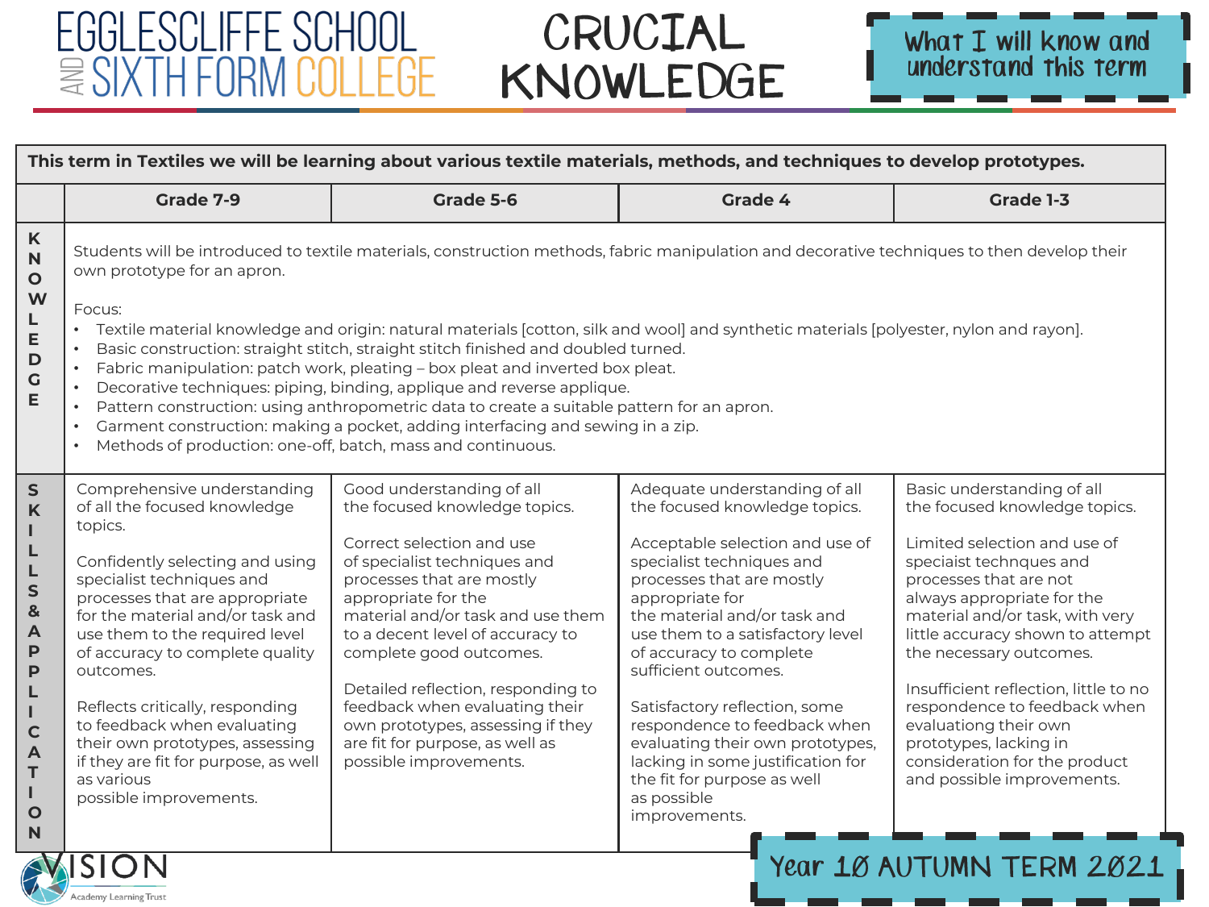# Egglescliffe School and Sixth Form College

# CRUCIAL KNOWLEDGE

**What I will know and understand this term**

| This term in Textiles we will be learning about various textile materials, methods, and techniques to develop prototypes. | | | | |
|---|---|---|---|---|
| | **Grade 7-9** | **Grade 5-6** | **Grade 4** | **Grade 1-3** |
| **KNOWLEDGE** | Students will be introduced to textile materials, construction methods, fabric manipulation and decorative techniques to then develop their own prototype for an apron.<br><br>Focus:<br>• Textile material knowledge and origin: natural materials [cotton, silk and wool] and synthetic materials [polyester, nylon and rayon].<br>• Basic construction: straight stitch, straight stitch finished and doubled turned.<br>• Fabric manipulation: patch work, pleating – box pleat and inverted box pleat.<br>• Decorative techniques: piping, binding, applique and reverse applique.<br>• Pattern construction: using anthropometric data to create a suitable pattern for an apron.<br>• Garment construction: making a pocket, adding interfacing and sewing in a zip.<br>• Methods of production: one-off, batch, mass and continuous. | | | |
| **SKILLS & APPLICATION** | Comprehensive understanding of all the focused knowledge topics.<br><br>Confidently selecting and using specialist techniques and processes that are appropriate for the material and/or task and use them to the required level of accuracy to complete quality outcomes.<br><br>Reflects critically, responding to feedback when evaluating their own prototypes, assessing if they are fit for purpose, as well as various possible improvements. | Good understanding of all the focused knowledge topics.<br><br>Correct selection and use of specialist techniques and processes that are mostly appropriate for the material and/or task and use them to a decent level of accuracy to complete good outcomes.<br><br>Detailed reflection, responding to feedback when evaluating their own prototypes, assessing if they are fit for purpose, as well as possible improvements. | Adequate understanding of all the focused knowledge topics.<br><br>Acceptable selection and use of specialist techniques and processes that are mostly appropriate for the material and/or task and use them to a satisfactory level of accuracy to complete sufficient outcomes.<br><br>Satisfactory reflection, some respondence to feedback when evaluating their own prototypes, lacking in some justification for the fit for purpose as well as possible improvements. | Basic understanding of all the focused knowledge topics.<br><br>Limited selection and use of speciaist technqes and processes that are not always appropriate for the material and/or task, with very little accuracy shown to attempt the necessary outcomes.<br><br>Insufficient reflection, little to no respondence to feedback when evaluatong their own prototypes, lacking in consideration for the product and possible improvements. |

Vision Academy Learning Trust

**Year 10 AUTUMN TERM 2021**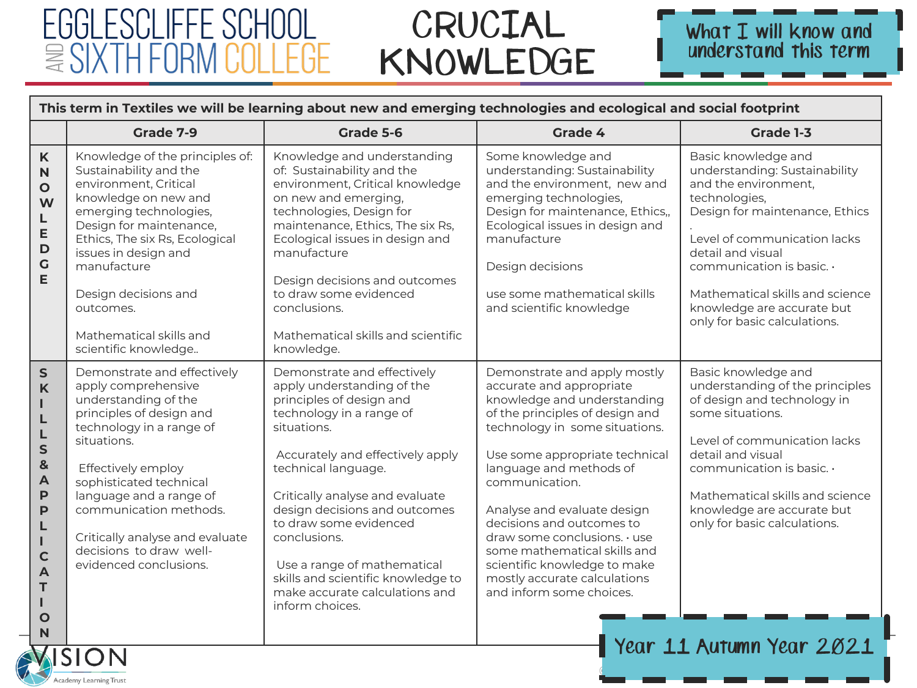# EGGLESCLIFFE SCHOOL AND SIXTH FORM COLLEGE

# CRUCIAL KNOWLEDGE

What I will know and understand this term

| This term in Textiles we will be learning about new and emerging technologies and ecological and social footprint | | | | |
|---|---|---|---|---|
| | **Grade 7-9** | **Grade 5-6** | **Grade 4** | **Grade 1-3** |
| **KNOWLEDGE** | Knowledge of the principles of: Sustainability and the environment, Critical knowledge on new and emerging technologies, Design for maintenance, Ethics, The six Rs, Ecological issues in design and manufacture<br><br>Design decisions and outcomes.<br><br>Mathematical skills and scientific knowledge.. | Knowledge and understanding of: Sustainability and the environment, Critical knowledge on new and emerging, technologies, Design for maintenance, Ethics, The six Rs, Ecological issues in design and manufacture<br><br>Design decisions and outcomes to draw some evidenced conclusions.<br><br>Mathematical skills and scientific knowledge. | Some knowledge and understanding: Sustainability and the environment, new and emerging technologies, Design for maintenance, Ethics,, Ecological issues in design and manufacture<br><br>Design decisions<br><br>use some mathematical skills and scientific knowledge | Basic knowledge and understanding: Sustainability and the environment, technologies, Design for maintenance, Ethics<br>.<br>Level of communication lacks detail and visual communication is basic. •<br><br>Mathematical skills and science knowledge are accurate but only for basic calculations. |
| **SKILLS & APPLICATION** | Demonstrate and effectively apply comprehensive understanding of the principles of design and technology in a range of situations.<br><br>Effectively employ sophisticated technical language and a range of communication methods.<br><br>Critically analyse and evaluate decisions to draw well-evidenced conclusions. | Demonstrate and effectively apply understanding of the principles of design and technology in a range of situations.<br><br>Accurately and effectively apply technical language.<br><br>Critically analyse and evaluate design decisions and outcomes to draw some evidenced conclusions.<br><br>Use a range of mathematical skills and scientific knowledge to make accurate calculations and inform choices. | Demonstrate and apply mostly accurate and appropriate knowledge and understanding of the principles of design and technology in some situations.<br><br>Use some appropriate technical language and methods of communication.<br><br>Analyse and evaluate design decisions and outcomes to draw some conclusions. • use some mathematical skills and scientific knowledge to make mostly accurate calculations and inform some choices. | Basic knowledge and understanding of the principles of design and technology in some situations.<br><br>Level of communication lacks detail and visual communication is basic. •<br><br>Mathematical skills and science knowledge are accurate but only for basic calculations. |

VISION Academy Learning Trust

Year 11 Autumn Year 2021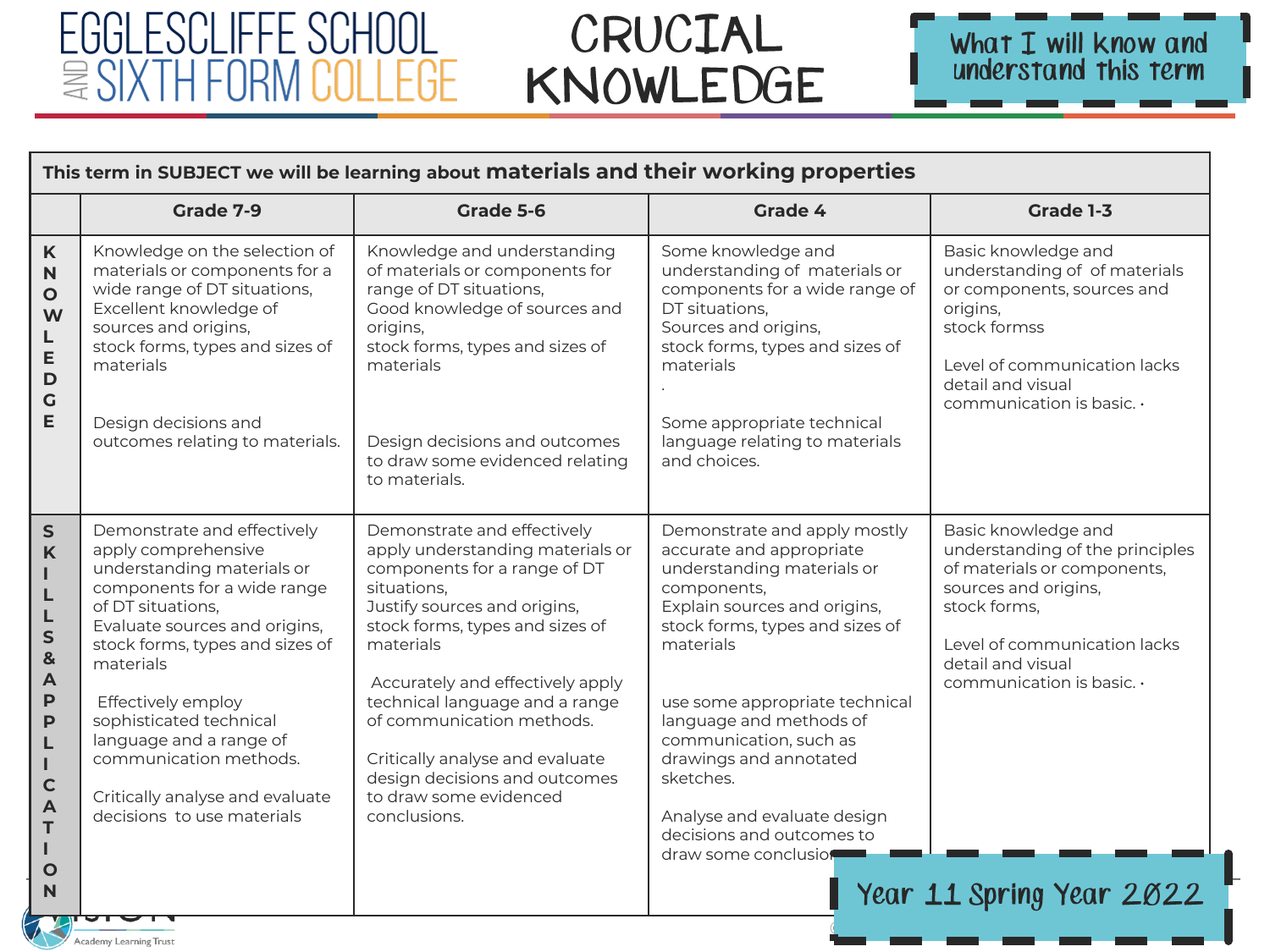# EGGLESCLIFFE SCHOOL AND SIXTH FORM COLLEGE

# CRUCIAL KNOWLEDGE

What I will know and understand this term

| This term in SUBJECT we will be learning about **materials and their working properties** | | | | |
|---|---|---|---|---|
| | **Grade 7-9** | **Grade 5-6** | **Grade 4** | **Grade 1-3** |
| **KNOWLEDGE** | Knowledge on the selection of materials or components for a wide range of DT situations,<br>Excellent knowledge of sources and origins,<br>stock forms, types and sizes of materials<br><br>Design decisions and outcomes relating to materials. | Knowledge and understanding of materials or components for range of DT situations,<br>Good knowledge of sources and origins,<br>stock forms, types and sizes of materials<br><br>Design decisions and outcomes to draw some evidenced relating to materials. | Some knowledge and understanding of materials or components for a wide range of DT situations,<br>Sources and origins,<br>stock forms, types and sizes of materials<br>.<br>Some appropriate technical language relating to materials and choices. | Basic knowledge and understanding of of materials or components, sources and origins,<br>stock formss<br><br>Level of communication lacks detail and visual communication is basic. • |
| **SKILLS & APPLICATION** | Demonstrate and effectively apply comprehensive understanding materials or components for a wide range of DT situations,<br>Evaluate sources and origins, stock forms, types and sizes of materials<br><br>Effectively employ sophisticated technical language and a range of communication methods.<br><br>Critically analyse and evaluate decisions to use materials | Demonstrate and effectively apply understanding materials or components for a range of DT situations,<br>Justify sources and origins, stock forms, types and sizes of materials<br><br>Accurately and effectively apply technical language and a range of communication methods.<br><br>Critically analyse and evaluate design decisions and outcomes to draw some evidenced conclusions. | Demonstrate and apply mostly accurate and appropriate understanding materials or components,<br>Explain sources and origins, stock forms, types and sizes of materials<br><br>use some appropriate technical language and methods of communication, such as drawings and annotated sketches.<br><br>Analyse and evaluate design decisions and outcomes to draw some conclusio | Basic knowledge and understanding of the principles of materials or components, sources and origins,<br>stock forms,<br><br>Level of communication lacks detail and visual communication is basic. • |

Year 11 Spring Year 2022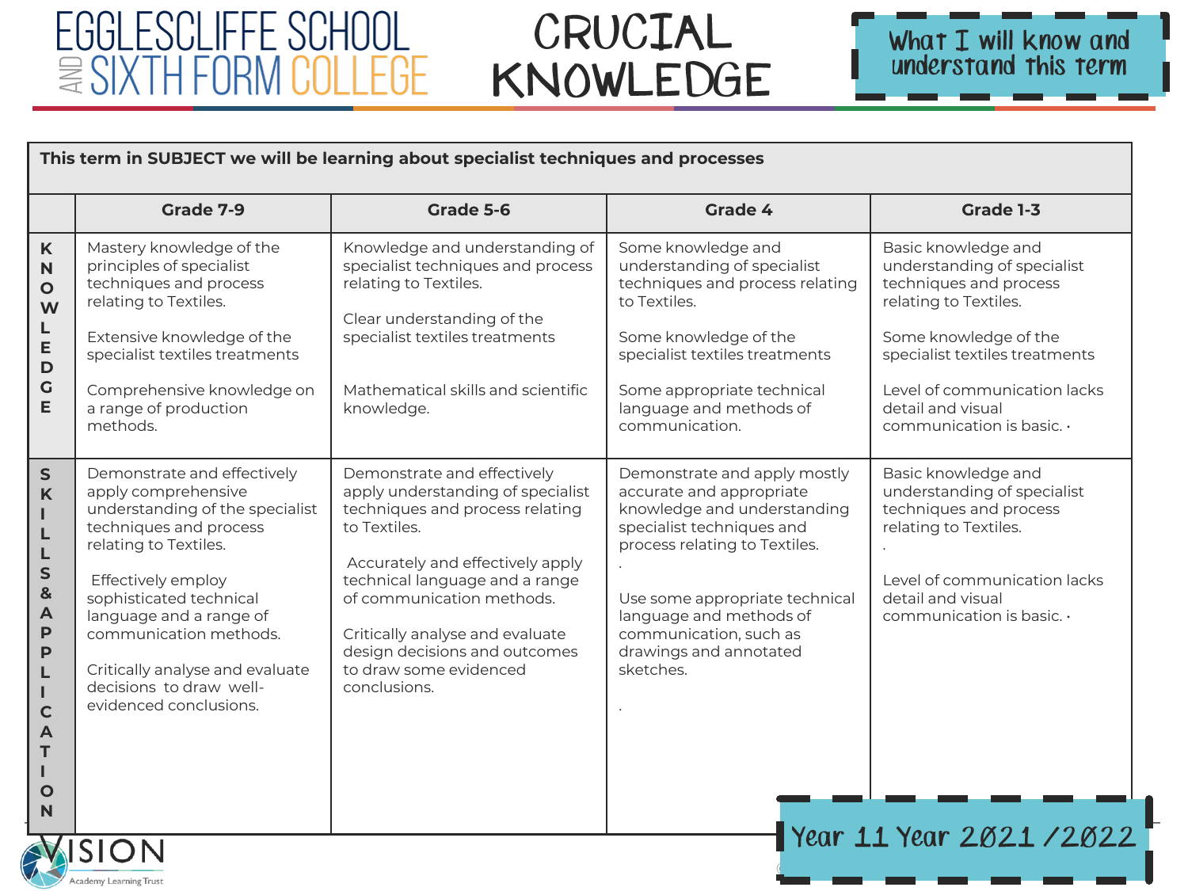# EGGLESCLIFFE SCHOOL AND SIXTH FORM COLLEGE

# CRUCIAL KNOWLEDGE

**What I will know and understand this term**

| This term in SUBJECT we will be learning about specialist techniques and processes | | | | |
|---|---|---|---|---|
| | **Grade 7-9** | **Grade 5-6** | **Grade 4** | **Grade 1-3** |
| **KNOWLEDGE** | Mastery knowledge of the principles of specialist techniques and process relating to Textiles.<br><br>Extensive knowledge of the specialist textiles treatments<br><br>Comprehensive knowledge on a range of production methods. | Knowledge and understanding of specialist techniques and process relating to Textiles.<br><br>Clear understanding of the specialist textiles treatments<br><br>Mathematical skills and scientific knowledge. | Some knowledge and understanding of specialist techniques and process relating to Textiles.<br><br>Some knowledge of the specialist textiles treatments<br><br>Some appropriate technical language and methods of communication. | Basic knowledge and understanding of specialist techniques and process relating to Textiles.<br><br>Some knowledge of the specialist textiles treatments<br><br>Level of communication lacks detail and visual communication is basic. • |
| **SKILLS & APPLICATION** | Demonstrate and effectively apply comprehensive understanding of the specialist techniques and process relating to Textiles.<br><br>Effectively employ sophisticated technical language and a range of communication methods.<br><br>Critically analyse and evaluate decisions to draw well-evidenced conclusions. | Demonstrate and effectively apply understanding of specialist techniques and process relating to Textiles.<br><br>Accurately and effectively apply technical language and a range of communication methods.<br><br>Critically analyse and evaluate design decisions and outcomes to draw some evidenced conclusions. | Demonstrate and apply mostly accurate and appropriate knowledge and understanding specialist techniques and process relating to Textiles.<br>.<br><br>Use some appropriate technical language and methods of communication, such as drawings and annotated sketches.<br><br>. | Basic knowledge and understanding of specialist techniques and process relating to Textiles.<br>.<br><br>Level of communication lacks detail and visual communication is basic. • |

Year 11 Year 2021 /2022

VISION Academy Learning Trust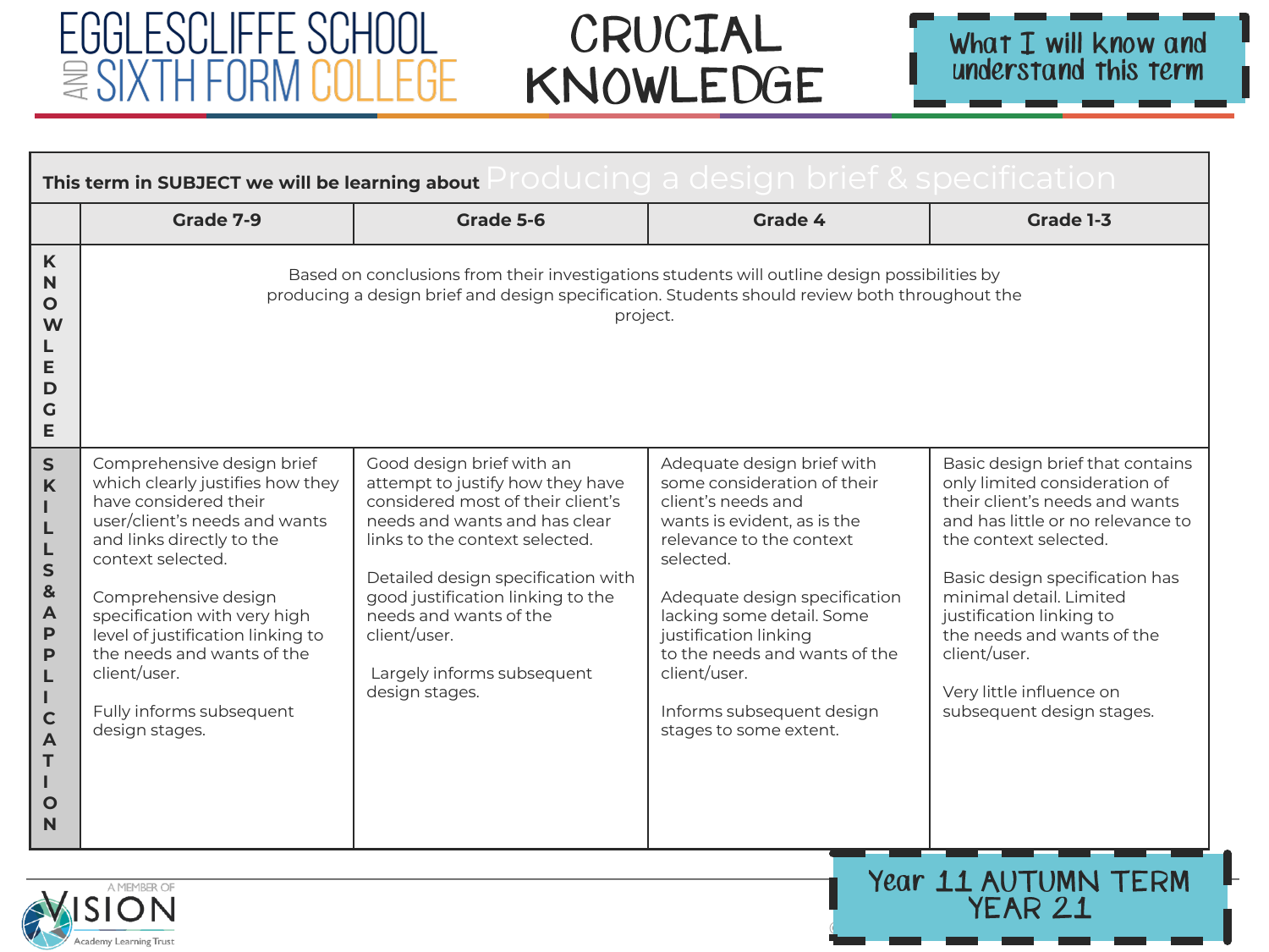# CRUCIAL KNOWLEDGE

**What I will know and understand this term**

| This term in SUBJECT we will be learning about Producing a design brief & specification | | | | |
|---|---|---|---|---|
| | **Grade 7-9** | **Grade 5-6** | **Grade 4** | **Grade 1-3** |
| **KNOWLEDGE** | Based on conclusions from their investigations students will outline design possibilities by producing a design brief and design specification. Students should review both throughout the project. | | | |
| **SKILLS & APPLICATION** | Comprehensive design brief which clearly justifies how they have considered their user/client's needs and wants and links directly to the context selected.<br><br>Comprehensive design specification with very high level of justification linking to the needs and wants of the client/user.<br><br>Fully informs subsequent design stages. | Good design brief with an attempt to justify how they have considered most of their client's needs and wants and has clear links to the context selected.<br><br>Detailed design specification with good justification linking to the needs and wants of the client/user.<br><br>Largely informs subsequent design stages. | Adequate design brief with some consideration of their client's needs and wants is evident, as is the relevance to the context selected.<br><br>Adequate design specification lacking some detail. Some justification linking to the needs and wants of the client/user.<br><br>Informs subsequent design stages to some extent. | Basic design brief that contains only limited consideration of their client's needs and wants and has little or no relevance to the context selected.<br><br>Basic design specification has minimal detail. Limited justification linking to the needs and wants of the client/user.<br><br>Very little influence on subsequent design stages. |

**Year 11 AUTUMN TERM YEAR 21**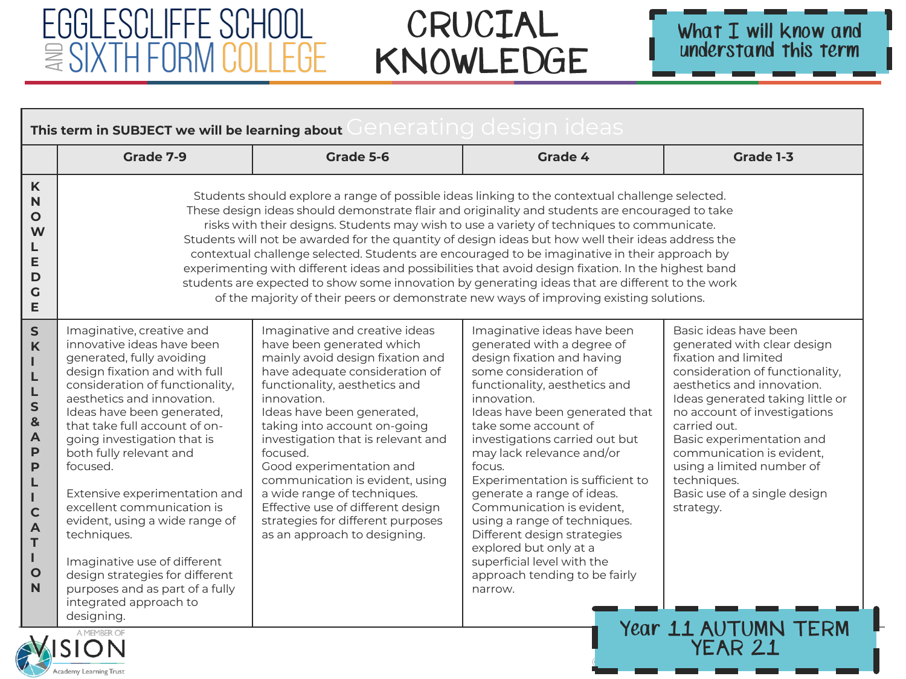# EGGLESCLIFFE SCHOOL AND SIXTH FORM COLLEGE

# CRUCIAL KNOWLEDGE

What I will know and understand this term

| This term in SUBJECT we will be learning about Generating design ideas | | | | |
|---|---|---|---|---|
| | **Grade 7-9** | **Grade 5-6** | **Grade 4** | **Grade 1-3** |
| **KNOWLEDGE** | Students should explore a range of possible ideas linking to the contextual challenge selected. These design ideas should demonstrate flair and originality and students are encouraged to take risks with their designs. Students may wish to use a variety of techniques to communicate. Students will not be awarded for the quantity of design ideas but how well their ideas address the contextual challenge selected. Students are encouraged to be imaginative in their approach by experimenting with different ideas and possibilities that avoid design fixation. In the highest band students are expected to show some innovation by generating ideas that are different to the work of the majority of their peers or demonstrate new ways of improving existing solutions. | | | |
| **SKILLS & APPLICATION** | Imaginative, creative and innovative ideas have been generated, fully avoiding design fixation and with full consideration of functionality, aesthetics and innovation. Ideas have been generated, that take full account of on-going investigation that is both fully relevant and focused.<br><br>Extensive experimentation and excellent communication is evident, using a wide range of techniques.<br><br>Imaginative use of different design strategies for different purposes and as part of a fully integrated approach to designing. | Imaginative and creative ideas have been generated which mainly avoid design fixation and have adequate consideration of functionality, aesthetics and innovation. Ideas have been generated, taking into account on-going investigation that is relevant and focused. Good experimentation and communication is evident, using a wide range of techniques. Effective use of different design strategies for different purposes as an approach to designing. | Imaginative ideas have been generated with a degree of design fixation and having some consideration of functionality, aesthetics and innovation. Ideas have been generated that take some account of investigations carried out but may lack relevance and/or focus. Experimentation is sufficient to generate a range of ideas. Communication is evident, using a range of techniques. Different design strategies explored but only at a superficial level with the approach tending to be fairly narrow. | Basic ideas have been generated with clear design fixation and limited consideration of functionality, aesthetics and innovation. Ideas generated taking little or no account of investigations carried out. Basic experimentation and communication is evident, using a limited number of techniques. Basic use of a single design strategy. |

Year 11 AUTUMN TERM YEAR 21

A MEMBER OF VISION Academy Learning Trust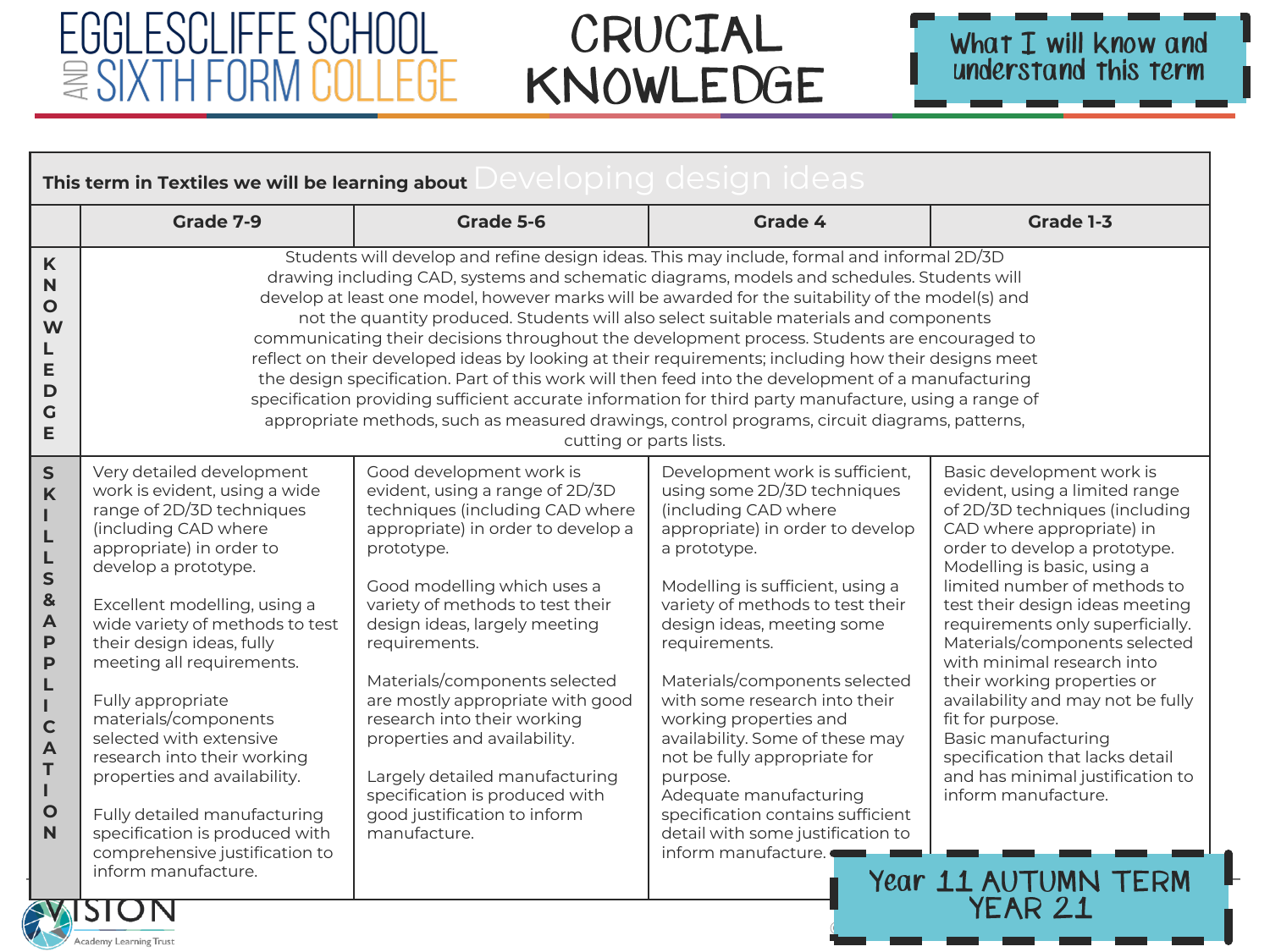# EGGLESCLIFFE SCHOOL AND SIXTH FORM COLLEGE

# CRUCIAL KNOWLEDGE

What I will know and understand this term

| This term in Textiles we will be learning about Developing design ideas | | | | |
|---|---|---|---|---|
| | **Grade 7-9** | **Grade 5-6** | **Grade 4** | **Grade 1-3** |
| **KNOWLEDGE** | Students will develop and refine design ideas. This may include, formal and informal 2D/3D drawing including CAD, systems and schematic diagrams, models and schedules. Students will develop at least one model, however marks will be awarded for the suitability of the model(s) and not the quantity produced. Students will also select suitable materials and components communicating their decisions throughout the development process. Students are encouraged to reflect on their developed ideas by looking at their requirements; including how their designs meet the design specification. Part of this work will then feed into the development of a manufacturing specification providing sufficient accurate information for third party manufacture, using a range of appropriate methods, such as measured drawings, control programs, circuit diagrams, patterns, cutting or parts lists. | | | |
| **SKILLS & APPLICATION** | Very detailed development work is evident, using a wide range of 2D/3D techniques (including CAD where appropriate) in order to develop a prototype.<br><br>Excellent modelling, using a wide variety of methods to test their design ideas, fully meeting all requirements.<br><br>Fully appropriate materials/components selected with extensive research into their working properties and availability.<br><br>Fully detailed manufacturing specification is produced with comprehensive justification to inform manufacture. | Good development work is evident, using a range of 2D/3D techniques (including CAD where appropriate) in order to develop a prototype.<br><br>Good modelling which uses a variety of methods to test their design ideas, largely meeting requirements.<br><br>Materials/components selected are mostly appropriate with good research into their working properties and availability.<br><br>Largely detailed manufacturing specification is produced with good justification to inform manufacture. | Development work is sufficient, using some 2D/3D techniques (including CAD where appropriate) in order to develop a prototype.<br><br>Modelling is sufficient, using a variety of methods to test their design ideas, meeting some requirements.<br><br>Materials/components selected with some research into their working properties and availability. Some of these may not be fully appropriate for purpose.<br>Adequate manufacturing specification contains sufficient detail with some justification to inform manufacture. | Basic development work is evident, using a limited range of 2D/3D techniques (including CAD where appropriate) in order to develop a prototype.<br>Modelling is basic, using a limited number of methods to test their design ideas meeting requirements only superficially.<br>Materials/components selected with minimal research into their working properties or availability and may not be fully fit for purpose.<br>Basic manufacturing specification that lacks detail and has minimal justification to inform manufacture. |

Year 11 AUTUMN TERM YEAR 21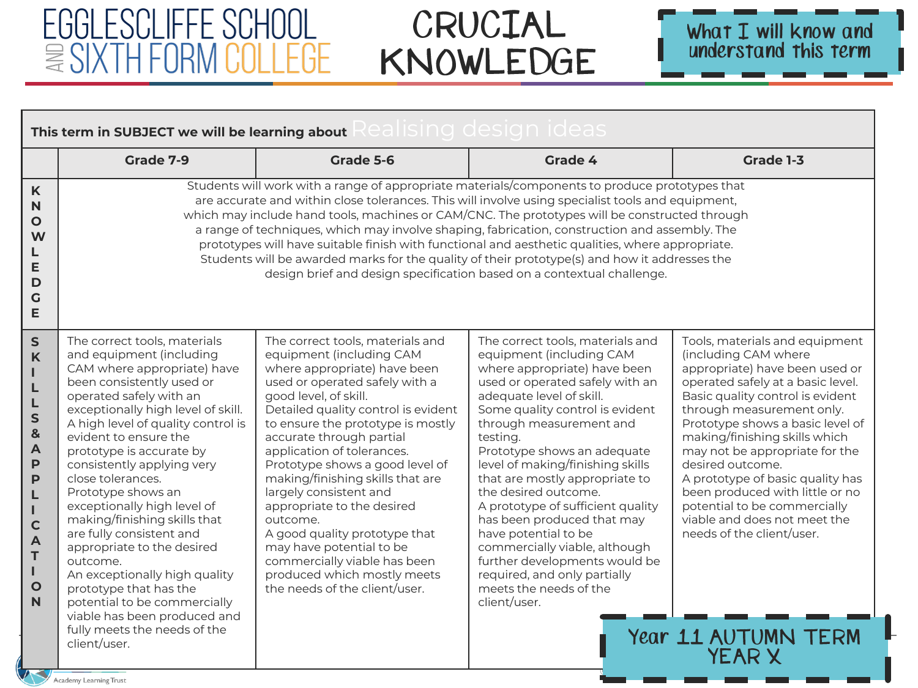# EGGLESCLIFFE SCHOOL AND SIXTH FORM COLLEGE

# CRUCIAL KNOWLEDGE

What I will know and understand this term

| This term in SUBJECT we will be learning about Realising design ideas | | | | |
|---|---|---|---|---|
| | **Grade 7-9** | **Grade 5-6** | **Grade 4** | **Grade 1-3** |
| **KNOWLEDGE** | Students will work with a range of appropriate materials/components to produce prototypes that are accurate and within close tolerances. This will involve using specialist tools and equipment, which may include hand tools, machines or CAM/CNC. The prototypes will be constructed through a range of techniques, which may involve shaping, fabrication, construction and assembly. The prototypes will have suitable finish with functional and aesthetic qualities, where appropriate. Students will be awarded marks for the quality of their prototype(s) and how it addresses the design brief and design specification based on a contextual challenge. | | | |
| **SKILLS & APPLICATION** | The correct tools, materials and equipment (including CAM where appropriate) have been consistently used or operated safely with an exceptionally high level of skill. A high level of quality control is evident to ensure the prototype is accurate by consistently applying very close tolerances. Prototype shows an exceptionally high level of making/finishing skills that are fully consistent and appropriate to the desired outcome. An exceptionally high quality prototype that has the potential to be commercially viable has been produced and fully meets the needs of the client/user. | The correct tools, materials and equipment (including CAM where appropriate) have been used or operated safely with a good level, of skill. Detailed quality control is evident to ensure the prototype is mostly accurate through partial application of tolerances. Prototype shows a good level of making/finishing skills that are largely consistent and appropriate to the desired outcome. A good quality prototype that may have potential to be commercially viable has been produced which mostly meets the needs of the client/user. | The correct tools, materials and equipment (including CAM where appropriate) have been used or operated safely with an adequate level of skill. Some quality control is evident through measurement and testing. Prototype shows an adequate level of making/finishing skills that are mostly appropriate to the desired outcome. A prototype of sufficient quality has been produced that may have potential to be commercially viable, although further developments would be required, and only partially meets the needs of the client/user. | Tools, materials and equipment (including CAM where appropriate) have been used or operated safely at a basic level. Basic quality control is evident through measurement only. Prototype shows a basic level of making/finishing skills which may not be appropriate for the desired outcome. A prototype of basic quality has been produced with little or no potential to be commercially viable and does not meet the needs of the client/user. |

Year 11 AUTUMN TERM YEAR X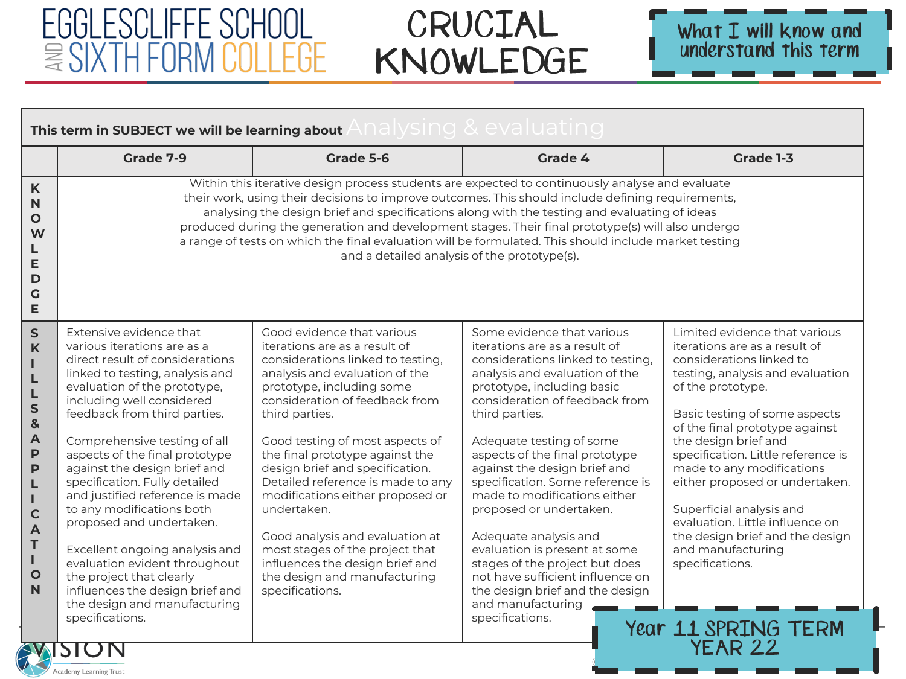# EGGLESCLIFFE SCHOOL AND SIXTH FORM COLLEGE

# CRUCIAL KNOWLEDGE

**What I will know and understand this term**

| This term in SUBJECT we will be learning about Analysing & evaluating | | | | |
|---|---|---|---|---|
| | **Grade 7-9** | **Grade 5-6** | **Grade 4** | **Grade 1-3** |
| **KNOWLEDGE** | Within this iterative design process students are expected to continuously analyse and evaluate their work, using their decisions to improve outcomes. This should include defining requirements, analysing the design brief and specifications along with the testing and evaluating of ideas produced during the generation and development stages. Their final prototype(s) will also undergo a range of tests on which the final evaluation will be formulated. This should include market testing and a detailed analysis of the prototype(s). | | | |
| **SKILLS & APPLICATION** | Extensive evidence that various iterations are as a direct result of considerations linked to testing, analysis and evaluation of the prototype, including well considered feedback from third parties.<br><br>Comprehensive testing of all aspects of the final prototype against the design brief and specification. Fully detailed and justified reference is made to any modifications both proposed and undertaken.<br><br>Excellent ongoing analysis and evaluation evident throughout the project that clearly influences the design brief and the design and manufacturing specifications. | Good evidence that various iterations are as a result of considerations linked to testing, analysis and evaluation of the prototype, including some consideration of feedback from third parties.<br><br>Good testing of most aspects of the final prototype against the design brief and specification. Detailed reference is made to any modifications either proposed or undertaken.<br><br>Good analysis and evaluation at most stages of the project that influences the design brief and the design and manufacturing specifications. | Some evidence that various iterations are as a result of considerations linked to testing, analysis and evaluation of the prototype, including basic consideration of feedback from third parties.<br><br>Adequate testing of some aspects of the final prototype against the design brief and specification. Some reference is made to modifications either proposed or undertaken.<br><br>Adequate analysis and evaluation is present at some stages of the project but does not have sufficient influence on the design brief and the design and manufacturing specifications. | Limited evidence that various iterations are as a result of considerations linked to testing, analysis and evaluation of the prototype.<br><br>Basic testing of some aspects of the final prototype against the design brief and specification. Little reference is made to any modifications either proposed or undertaken.<br><br>Superficial analysis and evaluation. Little influence on the design brief and the design and manufacturing specifications. |

**Year 11 SPRING TERM YEAR 22**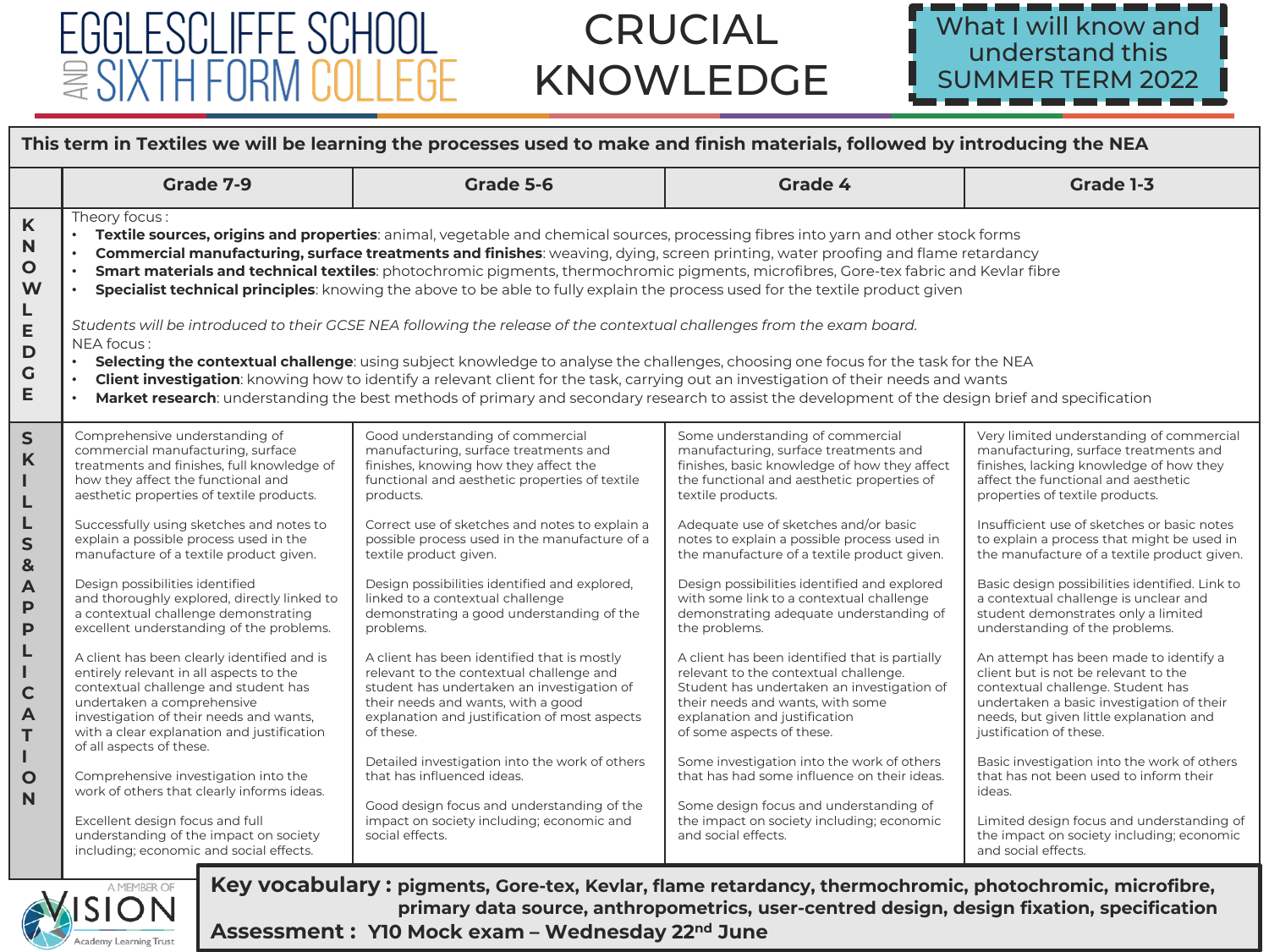# EGGLESCLIFFE SCHOOL AND SIXTH FORM COLLEGE

# CRUCIAL KNOWLEDGE

**What I will know and understand this SUMMER TERM 2022**

**This term in Textiles we will be learning the processes used to make and finish materials, followed by introducing the NEA**

## KNOWLEDGE

Theory focus :

- **Textile sources, origins and properties**: animal, vegetable and chemical sources, processing fibres into yarn and other stock forms
- **Commercial manufacturing, surface treatments and finishes**: weaving, dying, screen printing, water proofing and flame retardancy
- **Smart materials and technical textiles**: photochromic pigments, thermochromic pigments, microfibres, Gore-tex fabric and Kevlar fibre
- **Specialist technical principles**: knowing the above to be able to fully explain the process used for the textile product given

*Students will be introduced to their GCSE NEA following the release of the contextual challenges from the exam board.*

NEA focus :

- **Selecting the contextual challenge**: using subject knowledge to analyse the challenges, choosing one focus for the task for the NEA
- **Client investigation**: knowing how to identify a relevant client for the task, carrying out an investigation of their needs and wants
- **Market research**: understanding the best methods of primary and secondary research to assist the development of the design brief and specification

## SKILLS & APPLICATION

| Grade 7-9 | Grade 5-6 | Grade 4 | Grade 1-3 |
|---|---|---|---|
| Comprehensive understanding of commercial manufacturing, surface treatments and finishes, full knowledge of how they affect the functional and aesthetic properties of textile products. | Good understanding of commercial manufacturing, surface treatments and finishes, knowing how they affect the functional and aesthetic properties of textile products. | Some understanding of commercial manufacturing, surface treatments and finishes, basic knowledge of how they affect the functional and aesthetic properties of textile products. | Very limited understanding of commercial manufacturing, surface treatments and finishes, lacking knowledge of how they affect the functional and aesthetic properties of textile products. |
| Successfully using sketches and notes to explain a possible process used in the manufacture of a textile product given. | Correct use of sketches and notes to explain a possible process used in the manufacture of a textile product given. | Adequate use of sketches and/or basic notes to explain a possible process used in the manufacture of a textile product given. | Insufficient use of sketches or basic notes to explain a process that might be used in the manufacture of a textile product given. |
| Design possibilities identified and thoroughly explored, directly linked to a contextual challenge demonstrating excellent understanding of the problems. | Design possibilities identified and explored, linked to a contextual challenge demonstrating a good understanding of the problems. | Design possibilities identified and explored with some link to a contextual challenge demonstrating adequate understanding of the problems. | Basic design possibilities identified. Link to a contextual challenge is unclear and student demonstrates only a limited understanding of the problems. |
| A client has been clearly identified and is entirely relevant in all aspects to the contextual challenge and student has undertaken a comprehensive investigation of their needs and wants, with a clear explanation and justification of all aspects of these. | A client has been identified that is mostly relevant to the contextual challenge and student has undertaken an investigation of their needs and wants, with a good explanation and justification of most aspects of these. | A client has been identified that is partially relevant to the contextual challenge. Student has undertaken an investigation of their needs and wants, with some explanation and justification of some aspects of these. | An attempt has been made to identify a client but is not be relevant to the contextual challenge. Student has undertaken a basic investigation of their needs, but given little explanation and justification of these. |
| Comprehensive investigation into the work of others that clearly informs ideas. | Detailed investigation into the work of others that has influenced ideas. | Some investigation into the work of others that has had some influence on their ideas. | Basic investigation into the work of others that has not been used to inform their ideas. |
| Excellent design focus and full understanding of the impact on society including; economic and social effects. | Good design focus and understanding of the impact on society including; economic and social effects. | Some design focus and understanding of the impact on society including; economic and social effects. | Limited design focus and understanding of the impact on society including; economic and social effects. |

**Key vocabulary : pigments, Gore-tex, Kevlar, flame retardancy, thermochromic, photochromic, microfibre, primary data source, anthropometrics, user-centred design, design fixation, specification**

**Assessment : Y10 Mock exam – Wednesday 22nd June**

A MEMBER OF VISION Academy Learning Trust